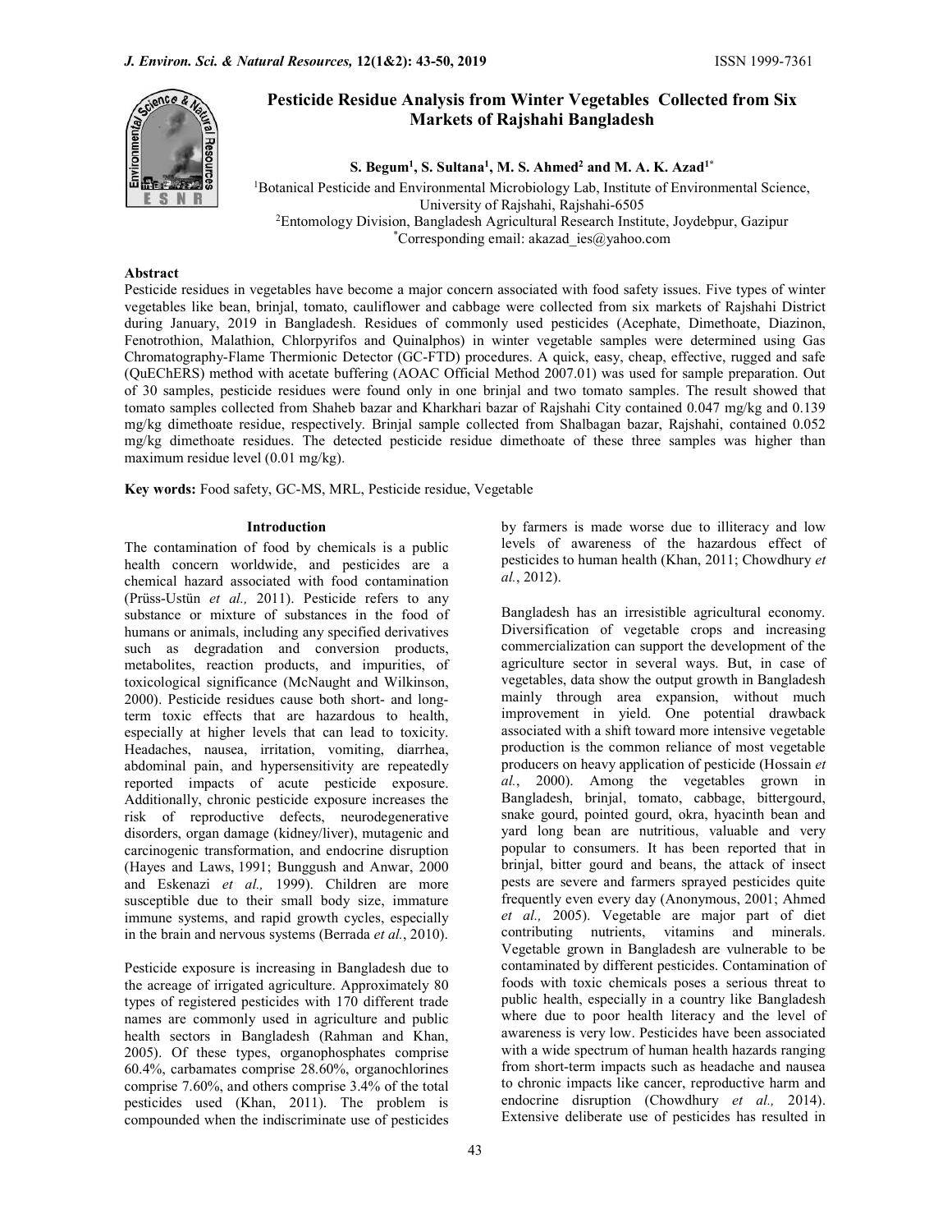# Pesticide Residue Analysis from Winter Vegetables Collected from Six Markets of Rajshahi Bangladesh

**S. Begum[1], S. Sultana[1], M. S. Ahmed[2] and M. A. K. Azad[1*]**

[1]Botanical Pesticide and Environmental Microbiology Lab, Institute of Environmental Science, University of Rajshahi, Rajshahi-6505

[2]Entomology Division, Bangladesh Agricultural Research Institute, Joydebpur, Gazipur

[*]Corresponding email: akazad_ies@yahoo.com

## Abstract

Pesticide residues in vegetables have become a major concern associated with food safety issues. Five types of winter vegetables like bean, brinjal, tomato, cauliflower and cabbage were collected from six markets of Rajshahi District during January, 2019 in Bangladesh. Residues of commonly used pesticides (Acephate, Dimethoate, Diazinon, Fenotrothion, Malathion, Chlorpyrifos and Quinalphos) in winter vegetable samples were determined using Gas Chromatography-Flame Thermionic Detector (GC-FTD) procedures. A quick, easy, cheap, effective, rugged and safe (QuEChERS) method with acetate buffering (AOAC Official Method 2007.01) was used for sample preparation. Out of 30 samples, pesticide residues were found only in one brinjal and two tomato samples. The result showed that tomato samples collected from Shaheb bazar and Kharkhari bazar of Rajshahi City contained 0.047 mg/kg and 0.139 mg/kg dimethoate residue, respectively. Brinjal sample collected from Shalbagan bazar, Rajshahi, contained 0.052 mg/kg dimethoate residues. The detected pesticide residue dimethoate of these three samples was higher than maximum residue level (0.01 mg/kg).

**Key words:** Food safety, GC-MS, MRL, Pesticide residue, Vegetable

## Introduction

The contamination of food by chemicals is a public health concern worldwide, and pesticides are a chemical hazard associated with food contamination (Prüss-Ustün *et al.,* 2011). Pesticide refers to any substance or mixture of substances in the food of humans or animals, including any specified derivatives such as degradation and conversion products, metabolites, reaction products, and impurities, of toxicological significance (McNaught and Wilkinson, 2000). Pesticide residues cause both short- and long-term toxic effects that are hazardous to health, especially at higher levels that can lead to toxicity. Headaches, nausea, irritation, vomiting, diarrhea, abdominal pain, and hypersensitivity are repeatedly reported impacts of acute pesticide exposure. Additionally, chronic pesticide exposure increases the risk of reproductive defects, neurodegenerative disorders, organ damage (kidney/liver), mutagenic and carcinogenic transformation, and endocrine disruption (Hayes and Laws, 1991; Bunggush and Anwar, 2000 and Eskenazi *et al.,* 1999). Children are more susceptible due to their small body size, immature immune systems, and rapid growth cycles, especially in the brain and nervous systems (Berrada *et al.*, 2010).

Pesticide exposure is increasing in Bangladesh due to the acreage of irrigated agriculture. Approximately 80 types of registered pesticides with 170 different trade names are commonly used in agriculture and public health sectors in Bangladesh (Rahman and Khan, 2005). Of these types, organophosphates comprise 60.4%, carbamates comprise 28.60%, organochlorines comprise 7.60%, and others comprise 3.4% of the total pesticides used (Khan, 2011). The problem is compounded when the indiscriminate use of pesticides by farmers is made worse due to illiteracy and low levels of awareness of the hazardous effect of pesticides to human health (Khan, 2011; Chowdhury *et al.*, 2012).

Bangladesh has an irresistible agricultural economy. Diversification of vegetable crops and increasing commercialization can support the development of the agriculture sector in several ways. But, in case of vegetables, data show the output growth in Bangladesh mainly through area expansion, without much improvement in yield. One potential drawback associated with a shift toward more intensive vegetable production is the common reliance of most vegetable producers on heavy application of pesticide (Hossain *et al.*, 2000). Among the vegetables grown in Bangladesh, brinjal, tomato, cabbage, bittergourd, snake gourd, pointed gourd, okra, hyacinth bean and yard long bean are nutritious, valuable and very popular to consumers. It has been reported that in brinjal, bitter gourd and beans, the attack of insect pests are severe and farmers sprayed pesticides quite frequently even every day (Anonymous, 2001; Ahmed *et al.,* 2005). Vegetable are major part of diet contributing nutrients, vitamins and minerals. Vegetable grown in Bangladesh are vulnerable to be contaminated by different pesticides. Contamination of foods with toxic chemicals poses a serious threat to public health, especially in a country like Bangladesh where due to poor health literacy and the level of awareness is very low. Pesticides have been associated with a wide spectrum of human health hazards ranging from short-term impacts such as headache and nausea to chronic impacts like cancer, reproductive harm and endocrine disruption (Chowdhury *et al.,* 2014). Extensive deliberate use of pesticides has resulted in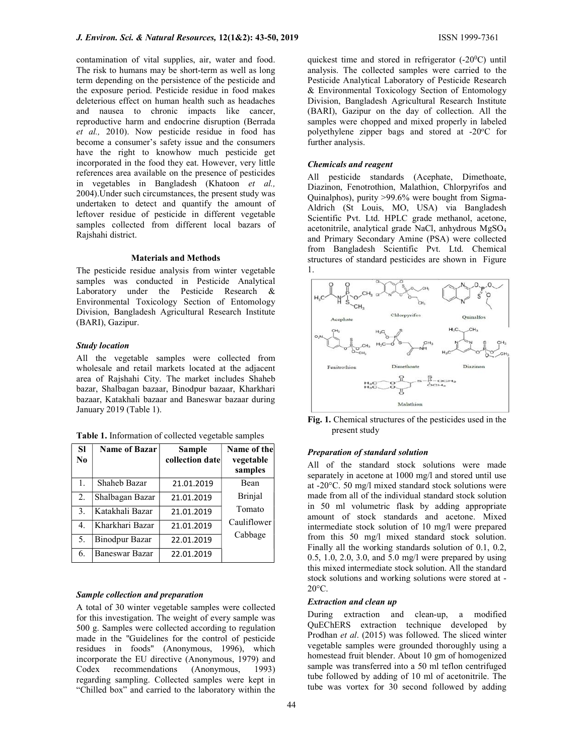contamination of vital supplies, air, water and food. The risk to humans may be short-term as well as long term depending on the persistence of the pesticide and the exposure period. Pesticide residue in food makes deleterious effect on human health such as headaches and nausea to chronic impacts like cancer, reproductive harm and endocrine disruption (Berrada *et al.,* 2010). Now pesticide residue in food has become a consumer's safety issue and the consumers have the right to knowhow much pesticide get incorporated in the food they eat. However, very little references area available on the presence of pesticides in vegetables in Bangladesh (Khatoon *et al.,* 2004).Under such circumstances, the present study was undertaken to detect and quantify the amount of leftover residue of pesticide in different vegetable samples collected from different local bazars of Rajshahi district.

## Materials and Methods

The pesticide residue analysis from winter vegetable samples was conducted in Pesticide Analytical Laboratory under the Pesticide Research & Environmental Toxicology Section of Entomology Division, Bangladesh Agricultural Research Institute (BARI), Gazipur.

### *Study location*

All the vegetable samples were collected from wholesale and retail markets located at the adjacent area of Rajshahi City. The market includes Shaheb bazar, Shalbagan bazaar, Binodpur bazaar, Kharkhari bazaar, Katakhali bazaar and Baneswar bazaar during January 2019 (Table 1).

**Table 1.** Information of collected vegetable samples

| Sl No | Name of Bazar | Sample collection date | Name of the vegetable samples |
|---|---|---|---|
| 1. | Shaheb Bazar | 21.01.2019 | Bean |
| 2. | Shalbagan Bazar | 21.01.2019 | Brinjal |
| 3. | Katakhali Bazar | 21.01.2019 | Tomato |
| 4. | Kharkhari Bazar | 21.01.2019 | Cauliflower |
| 5. | Binodpur Bazar | 22.01.2019 | Cabbage |
| 6. | Baneswar Bazar | 22.01.2019 | |

### *Sample collection and preparation*

A total of 30 winter vegetable samples were collected for this investigation. The weight of every sample was 500 g. Samples were collected according to regulation made in the "Guidelines for the control of pesticide residues in foods" (Anonymous, 1996), which incorporate the EU directive (Anonymous, 1979) and Codex recommendations (Anonymous, 1993) regarding sampling. Collected samples were kept in "Chilled box" and carried to the laboratory within the quickest time and stored in refrigerator (-20$^0$C) until analysis. The collected samples were carried to the Pesticide Analytical Laboratory of Pesticide Research & Environmental Toxicology Section of Entomology Division, Bangladesh Agricultural Research Institute (BARI), Gazipur on the day of collection. All the samples were chopped and mixed properly in labeled polyethylene zipper bags and stored at -20$^o$C for further analysis.

### *Chemicals and reagent*

All pesticide standards (Acephate, Dimethoate, Diazinon, Fenotrothion, Malathion, Chlorpyrifos and Quinalphos), purity >99.6% were bought from Sigma-Aldrich (St Louis, MO, USA) via Bangladesh Scientific Pvt. Ltd. HPLC grade methanol, acetone, acetonitrile, analytical grade NaCl, anhydrous $MgSO_4$ and Primary Secondary Amine (PSA) were collected from Bangladesh Scientific Pvt. Ltd. Chemical structures of standard pesticides are shown in Figure 1.

**Fig. 1.** Chemical structures of the pesticides used in the present study

### *Preparation of standard solution*

All of the standard stock solutions were made separately in acetone at 1000 mg/l and stored until use at -20°C. 50 mg/l mixed standard stock solutions were made from all of the individual standard stock solution in 50 ml volumetric flask by adding appropriate amount of stock standards and acetone. Mixed intermediate stock solution of 10 mg/l were prepared from this 50 mg/l mixed standard stock solution. Finally all the working standards solution of 0.1, 0.2, 0.5, 1.0, 2.0, 3.0, and 5.0 mg/l were prepared by using this mixed intermediate stock solution. All the standard stock solutions and working solutions were stored at -20°C.

### *Extraction and clean up*

During extraction and clean-up, a modified QuEChERS extraction technique developed by Prodhan *et al*. (2015) was followed. The sliced winter vegetable samples were grounded thoroughly using a homestead fruit blender. About 10 gm of homogenized sample was transferred into a 50 ml teflon centrifuged tube followed by adding of 10 ml of acetonitrile. The tube was vortex for 30 second followed by adding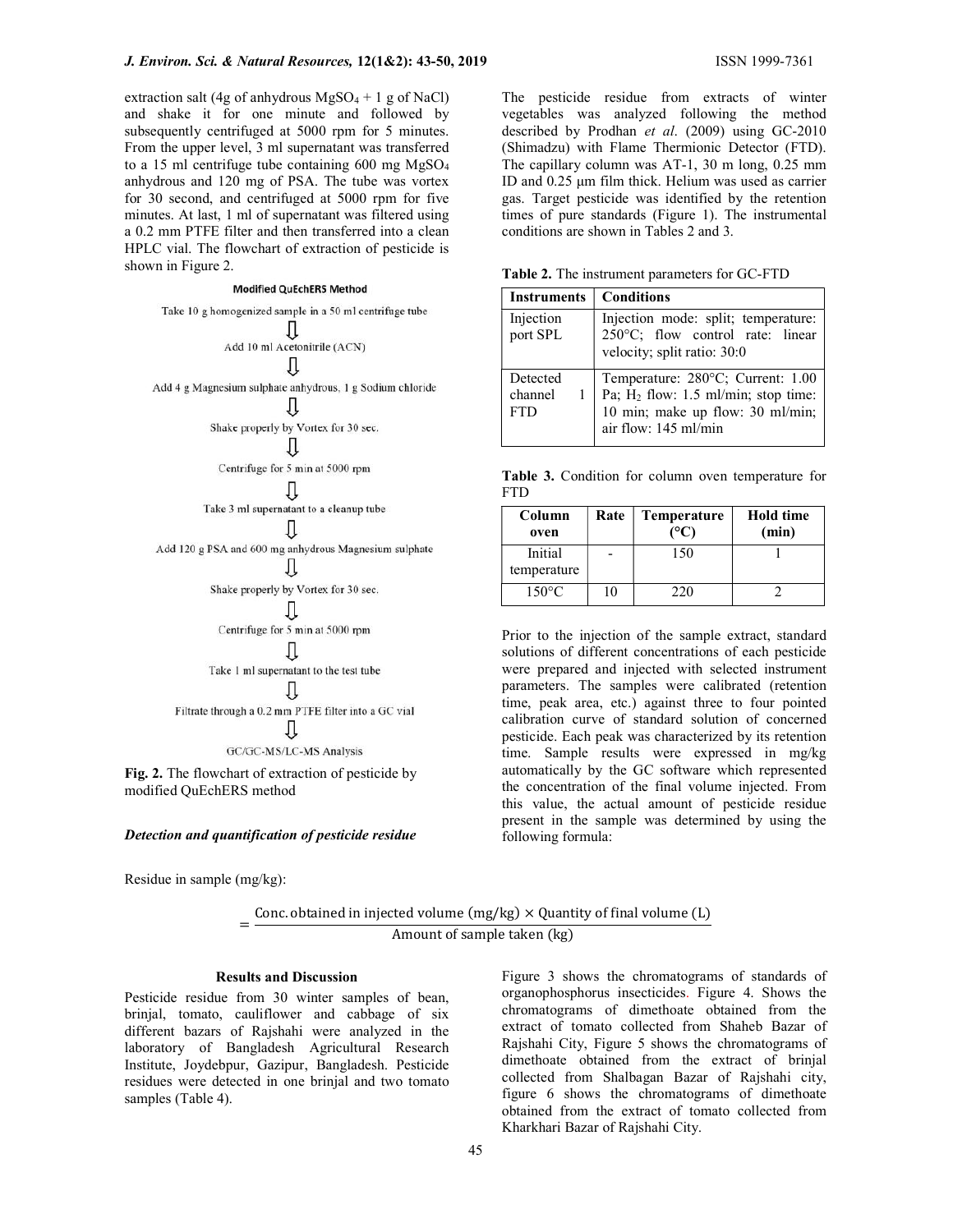extraction salt (4g of anhydrous $MgSO_4$ + 1 g of NaCl) and shake it for one minute and followed by subsequently centrifuged at 5000 rpm for 5 minutes. From the upper level, 3 ml supernatant was transferred to a 15 ml centrifuge tube containing 600 mg $MgSO_4$ anhydrous and 120 mg of PSA. The tube was vortex for 30 second, and centrifuged at 5000 rpm for five minutes. At last, 1 ml of supernatant was filtered using a 0.2 mm PTFE filter and then transferred into a clean HPLC vial. The flowchart of extraction of pesticide is shown in Figure 2.

**Modified QuEchERS Method**

Take 10 g homogenized sample in a 50 ml centrifuge tube

⇩

Add 10 ml Acetonitrile (ACN)

⇩

Add 4 g Magnesium sulphate anhydrous, 1 g Sodium chloride

⇩

Shake properly by Vortex for 30 sec.

⇩

Centrifuge for 5 min at 5000 rpm

⇩

Take 3 ml supernatant to a cleanup tube

⇩

Add 120 g PSA and 600 mg anhydrous Magnesium sulphate

⇩

Shake properly by Vortex for 30 sec.

⇩

Centrifuge for 5 min at 5000 rpm

⇩

Take 1 ml supernatant to the test tube

⇩

Filtrate through a 0.2 mm PTFE filter into a GC vial

⇩

GC/GC-MS/LC-MS Analysis

**Fig. 2.** The flowchart of extraction of pesticide by modified QuEchERS method

### *Detection and quantification of pesticide residue*

The pesticide residue from extracts of winter vegetables was analyzed following the method described by Prodhan *et al*. (2009) using GC-2010 (Shimadzu) with Flame Thermionic Detector (FTD). The capillary column was AT-1, 30 m long, 0.25 mm ID and 0.25 μm film thick. Helium was used as carrier gas. Target pesticide was identified by the retention times of pure standards (Figure 1). The instrumental conditions are shown in Tables 2 and 3.

**Table 2.** The instrument parameters for GC-FTD

| Instruments | Conditions |
|---|---|
| Injection port SPL | Injection mode: split; temperature: 250°C; flow control rate: linear velocity; split ratio: 30:0 |
| Detected channel 1 FTD | Temperature: 280°C; Current: 1.00 Pa; $H_2$ flow: 1.5 ml/min; stop time: 10 min; make up flow: 30 ml/min; air flow: 145 ml/min |

**Table 3.** Condition for column oven temperature for FTD

| Column oven | Rate | Temperature (°C) | Hold time (min) |
|---|---|---|---|
| Initial temperature | - | 150 | 1 |
| 150°C | 10 | 220 | 2 |

Prior to the injection of the sample extract, standard solutions of different concentrations of each pesticide were prepared and injected with selected instrument parameters. The samples were calibrated (retention time, peak area, etc.) against three to four pointed calibration curve of standard solution of concerned pesticide. Each peak was characterized by its retention time. Sample results were expressed in mg/kg automatically by the GC software which represented the concentration of the final volume injected. From this value, the actual amount of pesticide residue present in the sample was determined by using the following formula:

Residue in sample (mg/kg):

$$= \frac{\text{Conc. obtained in injected volume (mg/kg)} \times \text{Quantity of final volume (L)}}{\text{Amount of sample taken (kg)}}$$

## Results and Discussion

Pesticide residue from 30 winter samples of bean, brinjal, tomato, cauliflower and cabbage of six different bazars of Rajshahi were analyzed in the laboratory of Bangladesh Agricultural Research Institute, Joydebpur, Gazipur, Bangladesh. Pesticide residues were detected in one brinjal and two tomato samples (Table 4).

Figure 3 shows the chromatograms of standards of organophosphorus insecticides. Figure 4. Shows the chromatograms of dimethoate obtained from the extract of tomato collected from Shaheb Bazar of Rajshahi City, Figure 5 shows the chromatograms of dimethoate obtained from the extract of brinjal collected from Shalbagan Bazar of Rajshahi city, figure 6 shows the chromatograms of dimethoate obtained from the extract of tomato collected from Kharkhari Bazar of Rajshahi City.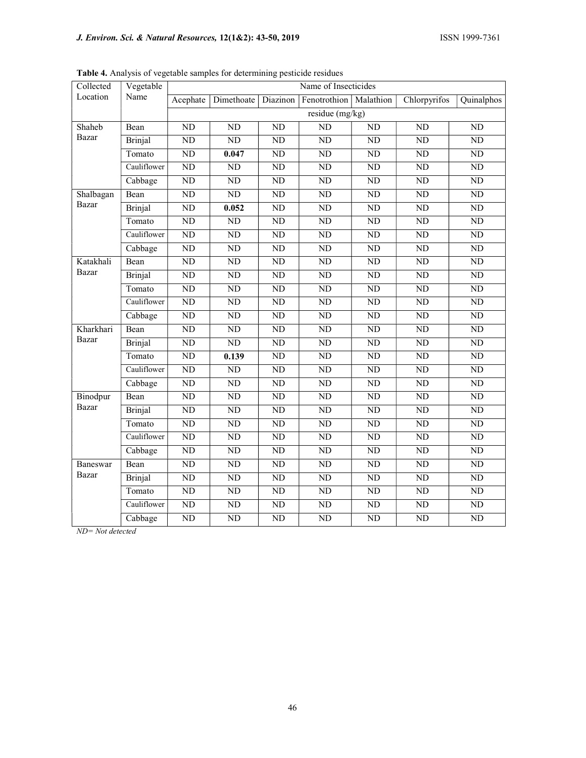**Table 4.** Analysis of vegetable samples for determining pesticide residues

| Collected Location | Vegetable Name | Name of Insecticides | | | | | | |
|---|---|---|---|---|---|---|---|---|
| | | Acephate | Dimethoate | Diazinon | Fenotrothion | Malathion | Chlorpyrifos | Quinalphos |
| | | residue (mg/kg) | | | | | | |
| Shaheb Bazar | Bean | ND | ND | ND | ND | ND | ND | ND |
| | Brinjal | ND | ND | ND | ND | ND | ND | ND |
| | Tomato | ND | **0.047** | ND | ND | ND | ND | ND |
| | Cauliflower | ND | ND | ND | ND | ND | ND | ND |
| | Cabbage | ND | ND | ND | ND | ND | ND | ND |
| Shalbagan Bazar | Bean | ND | ND | ND | ND | ND | ND | ND |
| | Brinjal | ND | **0.052** | ND | ND | ND | ND | ND |
| | Tomato | ND | ND | ND | ND | ND | ND | ND |
| | Cauliflower | ND | ND | ND | ND | ND | ND | ND |
| | Cabbage | ND | ND | ND | ND | ND | ND | ND |
| Katakhali Bazar | Bean | ND | ND | ND | ND | ND | ND | ND |
| | Brinjal | ND | ND | ND | ND | ND | ND | ND |
| | Tomato | ND | ND | ND | ND | ND | ND | ND |
| | Cauliflower | ND | ND | ND | ND | ND | ND | ND |
| | Cabbage | ND | ND | ND | ND | ND | ND | ND |
| Kharkhari Bazar | Bean | ND | ND | ND | ND | ND | ND | ND |
| | Brinjal | ND | ND | ND | ND | ND | ND | ND |
| | Tomato | ND | **0.139** | ND | ND | ND | ND | ND |
| | Cauliflower | ND | ND | ND | ND | ND | ND | ND |
| | Cabbage | ND | ND | ND | ND | ND | ND | ND |
| Binodpur Bazar | Bean | ND | ND | ND | ND | ND | ND | ND |
| | Brinjal | ND | ND | ND | ND | ND | ND | ND |
| | Tomato | ND | ND | ND | ND | ND | ND | ND |
| | Cauliflower | ND | ND | ND | ND | ND | ND | ND |
| | Cabbage | ND | ND | ND | ND | ND | ND | ND |
| Baneswar Bazar | Bean | ND | ND | ND | ND | ND | ND | ND |
| | Brinjal | ND | ND | ND | ND | ND | ND | ND |
| | Tomato | ND | ND | ND | ND | ND | ND | ND |
| | Cauliflower | ND | ND | ND | ND | ND | ND | ND |
| | Cabbage | ND | ND | ND | ND | ND | ND | ND |

*ND= Not detected*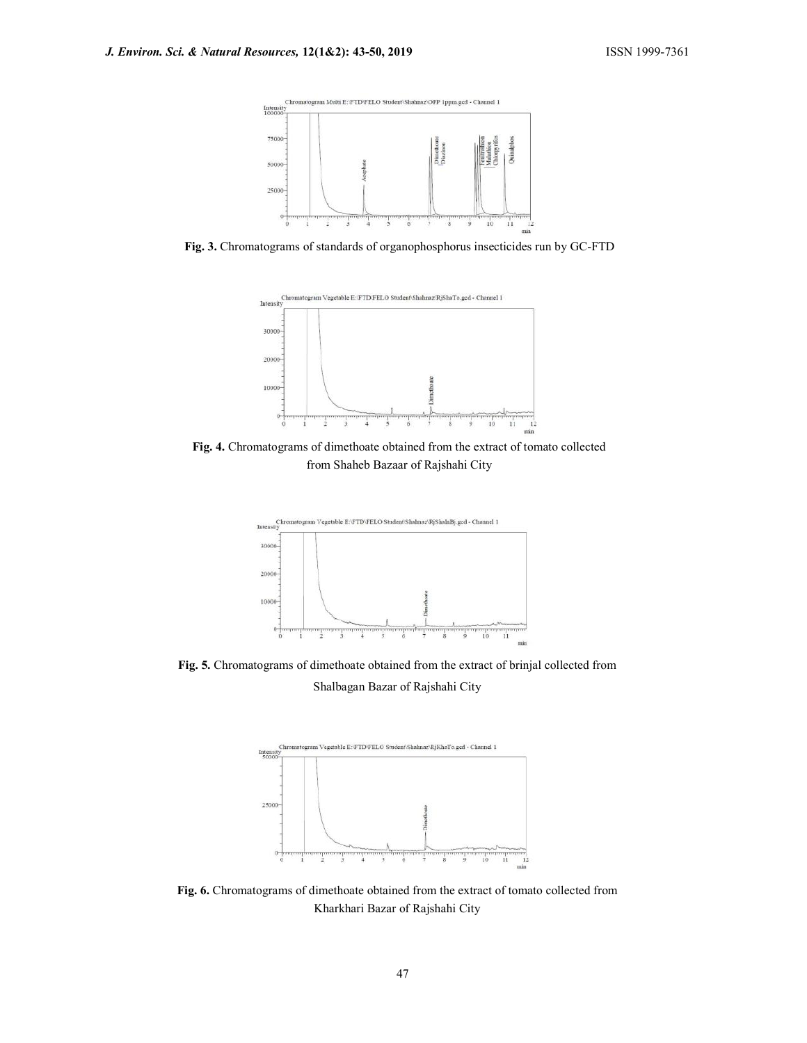**Fig. 3.** Chromatograms of standards of organophosphorus insecticides run by GC-FTD

**Fig. 4.** Chromatograms of dimethoate obtained from the extract of tomato collected from Shaheb Bazaar of Rajshahi City

**Fig. 5.** Chromatograms of dimethoate obtained from the extract of brinjal collected from Shalbagan Bazar of Rajshahi City

**Fig. 6.** Chromatograms of dimethoate obtained from the extract of tomato collected from Kharkhari Bazar of Rajshahi City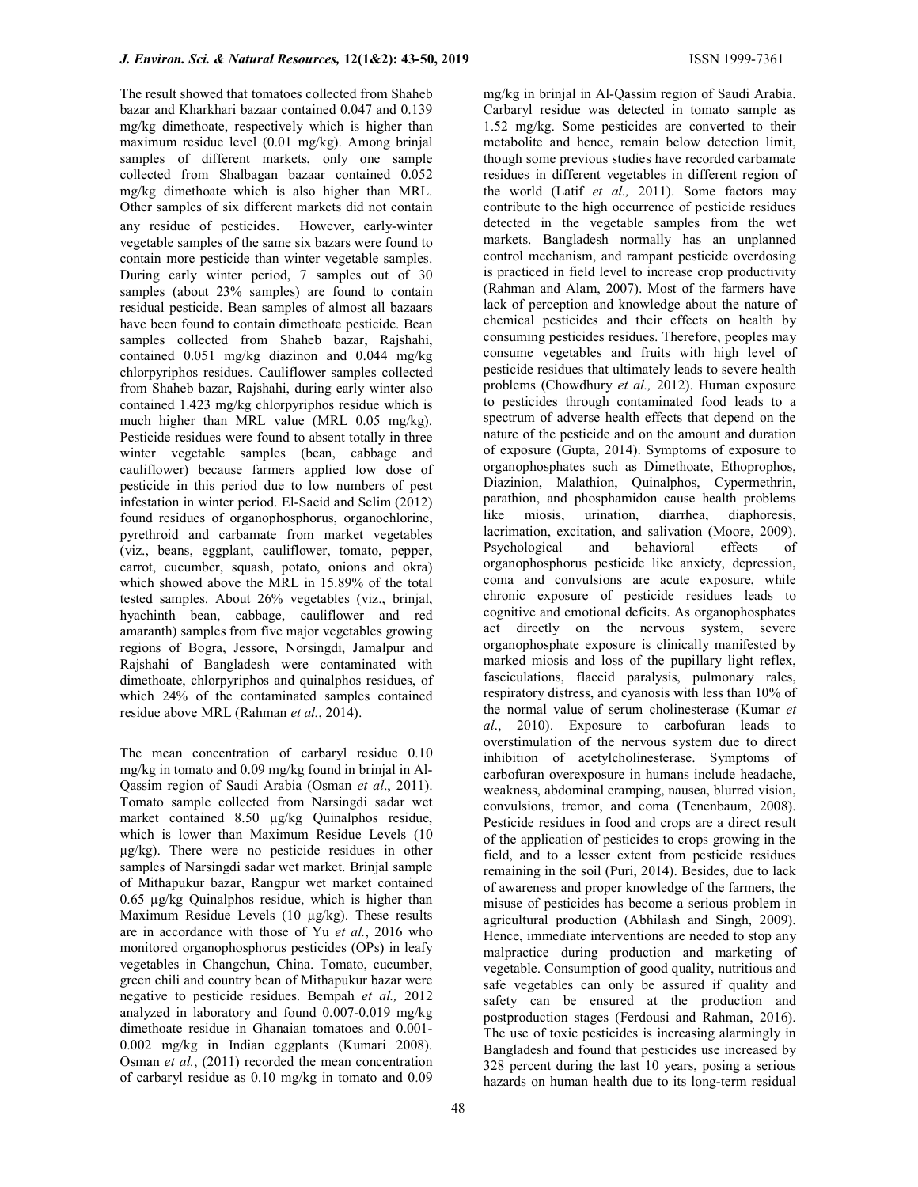The result showed that tomatoes collected from Shaheb bazar and Kharkhari bazaar contained 0.047 and 0.139 mg/kg dimethoate, respectively which is higher than maximum residue level (0.01 mg/kg). Among brinjal samples of different markets, only one sample collected from Shalbagan bazaar contained 0.052 mg/kg dimethoate which is also higher than MRL. Other samples of six different markets did not contain any residue of pesticides. However, early-winter vegetable samples of the same six bazars were found to contain more pesticide than winter vegetable samples. During early winter period, 7 samples out of 30 samples (about 23% samples) are found to contain residual pesticide. Bean samples of almost all bazaars have been found to contain dimethoate pesticide. Bean samples collected from Shaheb bazar, Rajshahi, contained 0.051 mg/kg diazinon and 0.044 mg/kg chlorpyriphos residues. Cauliflower samples collected from Shaheb bazar, Rajshahi, during early winter also contained 1.423 mg/kg chlorpyriphos residue which is much higher than MRL value (MRL 0.05 mg/kg). Pesticide residues were found to absent totally in three winter vegetable samples (bean, cabbage and cauliflower) because farmers applied low dose of pesticide in this period due to low numbers of pest infestation in winter period. El-Saeid and Selim (2012) found residues of organophosphorus, organochlorine, pyrethroid and carbamate from market vegetables (viz., beans, eggplant, cauliflower, tomato, pepper, carrot, cucumber, squash, potato, onions and okra) which showed above the MRL in 15.89% of the total tested samples. About 26% vegetables (viz., brinjal, hyachinth bean, cabbage, cauliflower and red amaranth) samples from five major vegetables growing regions of Bogra, Jessore, Norsingdi, Jamalpur and Rajshahi of Bangladesh were contaminated with dimethoate, chlorpyriphos and quinalphos residues, of which 24% of the contaminated samples contained residue above MRL (Rahman *et al.*, 2014).

The mean concentration of carbaryl residue 0.10 mg/kg in tomato and 0.09 mg/kg found in brinjal in Al-Qassim region of Saudi Arabia (Osman *et al*., 2011). Tomato sample collected from Narsingdi sadar wet market contained 8.50 µg/kg Quinalphos residue, which is lower than Maximum Residue Levels (10 µg/kg). There were no pesticide residues in other samples of Narsingdi sadar wet market. Brinjal sample of Mithapukur bazar, Rangpur wet market contained 0.65 µg/kg Quinalphos residue, which is higher than Maximum Residue Levels (10 µg/kg). These results are in accordance with those of Yu *et al.*, 2016 who monitored organophosphorus pesticides (OPs) in leafy vegetables in Changchun, China. Tomato, cucumber, green chili and country bean of Mithapukur bazar were negative to pesticide residues. Bempah *et al.,* 2012 analyzed in laboratory and found 0.007-0.019 mg/kg dimethoate residue in Ghanaian tomatoes and 0.001-0.002 mg/kg in Indian eggplants (Kumari 2008). Osman *et al.*, (2011) recorded the mean concentration of carbaryl residue as 0.10 mg/kg in tomato and 0.09 mg/kg in brinjal in Al-Qassim region of Saudi Arabia. Carbaryl residue was detected in tomato sample as 1.52 mg/kg. Some pesticides are converted to their metabolite and hence, remain below detection limit, though some previous studies have recorded carbamate residues in different vegetables in different region of the world (Latif *et al.,* 2011). Some factors may contribute to the high occurrence of pesticide residues detected in the vegetable samples from the wet markets. Bangladesh normally has an unplanned control mechanism, and rampant pesticide overdosing is practiced in field level to increase crop productivity (Rahman and Alam, 2007). Most of the farmers have lack of perception and knowledge about the nature of chemical pesticides and their effects on health by consuming pesticides residues. Therefore, peoples may consume vegetables and fruits with high level of pesticide residues that ultimately leads to severe health problems (Chowdhury *et al.,* 2012). Human exposure to pesticides through contaminated food leads to a spectrum of adverse health effects that depend on the nature of the pesticide and on the amount and duration of exposure (Gupta, 2014). Symptoms of exposure to organophosphates such as Dimethoate, Ethoprophos, Diazinion, Malathion, Quinalphos, Cypermethrin, parathion, and phosphamidon cause health problems like miosis, urination, diarrhea, diaphoresis, lacrimation, excitation, and salivation (Moore, 2009). Psychological and behavioral effects of organophosphorus pesticide like anxiety, depression, coma and convulsions are acute exposure, while chronic exposure of pesticide residues leads to cognitive and emotional deficits. As organophosphates act directly on the nervous system, severe organophosphate exposure is clinically manifested by marked miosis and loss of the pupillary light reflex, fasciculations, flaccid paralysis, pulmonary rales, respiratory distress, and cyanosis with less than 10% of the normal value of serum cholinesterase (Kumar *et al*., 2010). Exposure to carbofuran leads to overstimulation of the nervous system due to direct inhibition of acetylcholinesterase. Symptoms of carbofuran overexposure in humans include headache, weakness, abdominal cramping, nausea, blurred vision, convulsions, tremor, and coma (Tenenbaum, 2008). Pesticide residues in food and crops are a direct result of the application of pesticides to crops growing in the field, and to a lesser extent from pesticide residues remaining in the soil (Puri, 2014). Besides, due to lack of awareness and proper knowledge of the farmers, the misuse of pesticides has become a serious problem in agricultural production (Abhilash and Singh, 2009). Hence, immediate interventions are needed to stop any malpractice during production and marketing of vegetable. Consumption of good quality, nutritious and safe vegetables can only be assured if quality and safety can be ensured at the production and postproduction stages (Ferdousi and Rahman, 2016). The use of toxic pesticides is increasing alarmingly in Bangladesh and found that pesticides use increased by 328 percent during the last 10 years, posing a serious hazards on human health due to its long-term residual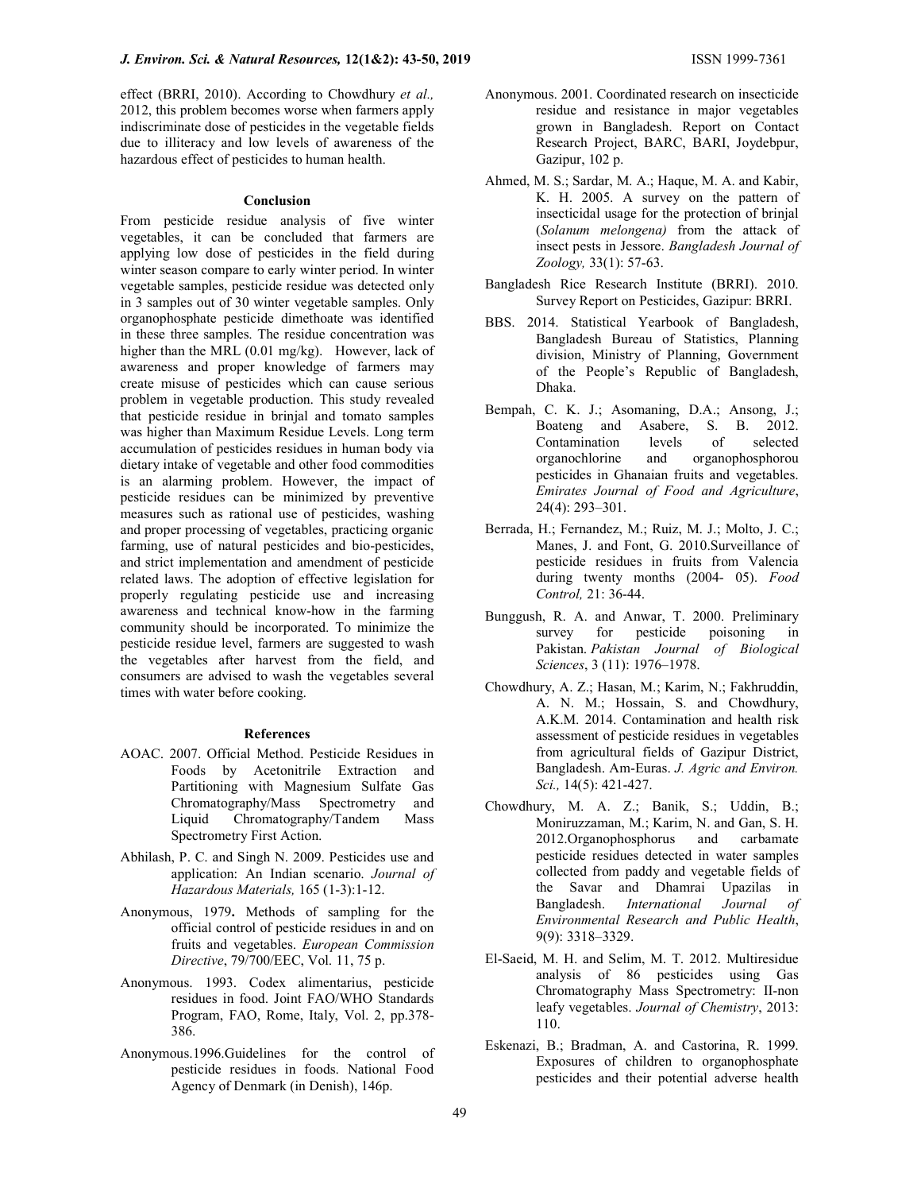effect (BRRI, 2010). According to Chowdhury *et al.,* 2012, this problem becomes worse when farmers apply indiscriminate dose of pesticides in the vegetable fields due to illiteracy and low levels of awareness of the hazardous effect of pesticides to human health.

## Conclusion

From pesticide residue analysis of five winter vegetables, it can be concluded that farmers are applying low dose of pesticides in the field during winter season compare to early winter period. In winter vegetable samples, pesticide residue was detected only in 3 samples out of 30 winter vegetable samples. Only organophosphate pesticide dimethoate was identified in these three samples. The residue concentration was higher than the MRL (0.01 mg/kg). However, lack of awareness and proper knowledge of farmers may create misuse of pesticides which can cause serious problem in vegetable production. This study revealed that pesticide residue in brinjal and tomato samples was higher than Maximum Residue Levels. Long term accumulation of pesticides residues in human body via dietary intake of vegetable and other food commodities is an alarming problem. However, the impact of pesticide residues can be minimized by preventive measures such as rational use of pesticides, washing and proper processing of vegetables, practicing organic farming, use of natural pesticides and bio-pesticides, and strict implementation and amendment of pesticide related laws. The adoption of effective legislation for properly regulating pesticide use and increasing awareness and technical know-how in the farming community should be incorporated. To minimize the pesticide residue level, farmers are suggested to wash the vegetables after harvest from the field, and consumers are advised to wash the vegetables several times with water before cooking.

## References

AOAC. 2007. Official Method. Pesticide Residues in Foods by Acetonitrile Extraction and Partitioning with Magnesium Sulfate Gas Chromatography/Mass Spectrometry and Liquid Chromatography/Tandem Mass Spectrometry First Action.

Abhilash, P. C. and Singh N. 2009. Pesticides use and application: An Indian scenario. *Journal of Hazardous Materials,* 165 (1-3):1-12.

Anonymous, 1979**.** Methods of sampling for the official control of pesticide residues in and on fruits and vegetables. *European Commission Directive*, 79/700/EEC, Vol. 11, 75 p.

Anonymous. 1993. Codex alimentarius, pesticide residues in food. Joint FAO/WHO Standards Program, FAO, Rome, Italy, Vol. 2, pp.378-386.

Anonymous.1996.Guidelines for the control of pesticide residues in foods. National Food Agency of Denmark (in Denish), 146p.

Anonymous. 2001. Coordinated research on insecticide residue and resistance in major vegetables grown in Bangladesh. Report on Contact Research Project, BARC, BARI, Joydebpur, Gazipur, 102 p.

Ahmed, M. S.; Sardar, M. A.; Haque, M. A. and Kabir, K. H. 2005. A survey on the pattern of insecticidal usage for the protection of brinjal (*Solanum melongena)* from the attack of insect pests in Jessore. *Bangladesh Journal of Zoology,* 33(1): 57-63.

Bangladesh Rice Research Institute (BRRI). 2010. Survey Report on Pesticides, Gazipur: BRRI.

BBS. 2014. Statistical Yearbook of Bangladesh, Bangladesh Bureau of Statistics, Planning division, Ministry of Planning, Government of the People's Republic of Bangladesh, Dhaka.

Bempah, C. K. J.; Asomaning, D.A.; Ansong, J.; Boateng and Asabere, S. B. 2012. Contamination levels of selected organochlorine and organophosphorou pesticides in Ghanaian fruits and vegetables. *Emirates Journal of Food and Agriculture*, 24(4): 293–301.

Berrada, H.; Fernandez, M.; Ruiz, M. J.; Molto, J. C.; Manes, J. and Font, G. 2010.Surveillance of pesticide residues in fruits from Valencia during twenty months (2004- 05). *Food Control,* 21: 36-44.

Bunggush, R. A. and Anwar, T. 2000. Preliminary survey for pesticide poisoning in Pakistan. *Pakistan Journal of Biological Sciences*, 3 (11): 1976–1978.

Chowdhury, A. Z.; Hasan, M.; Karim, N.; Fakhruddin, A. N. M.; Hossain, S. and Chowdhury, A.K.M. 2014. Contamination and health risk assessment of pesticide residues in vegetables from agricultural fields of Gazipur District, Bangladesh. Am-Euras. *J. Agric and Environ. Sci.,* 14(5): 421-427.

Chowdhury, M. A. Z.; Banik, S.; Uddin, B.; Moniruzzaman, M.; Karim, N. and Gan, S. H. 2012.Organophosphorus and carbamate pesticide residues detected in water samples collected from paddy and vegetable fields of the Savar and Dhamrai Upazilas in Bangladesh. *International Journal of Environmental Research and Public Health*, 9(9): 3318–3329.

El-Saeid, M. H. and Selim, M. T. 2012. Multiresidue analysis of 86 pesticides using Gas Chromatography Mass Spectrometry: II-non leafy vegetables. *Journal of Chemistry*, 2013: 110.

Eskenazi, B.; Bradman, A. and Castorina, R. 1999. Exposures of children to organophosphate pesticides and their potential adverse health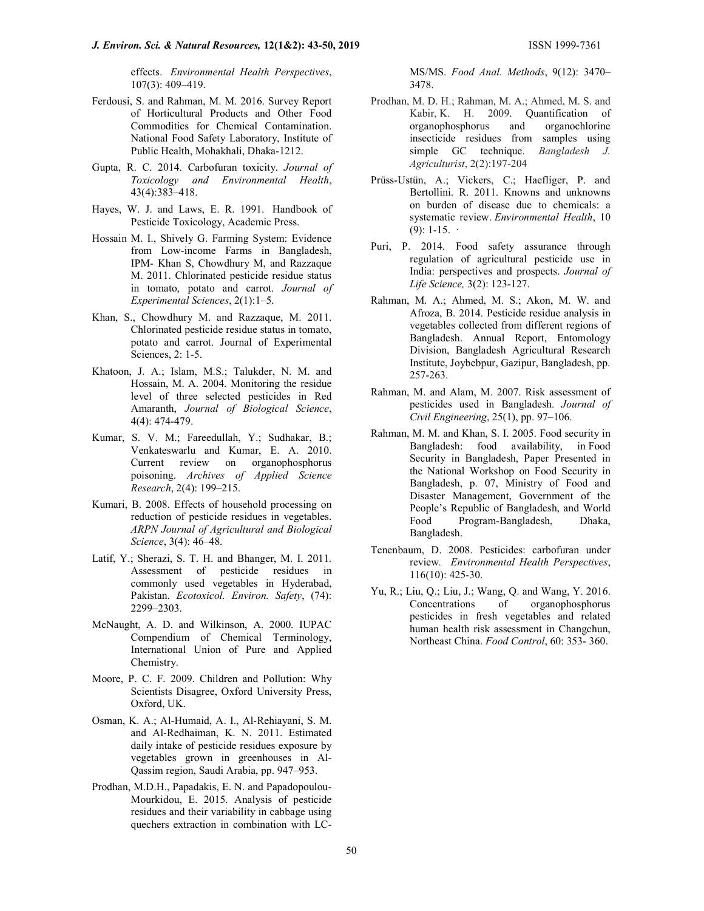effects. *Environmental Health Perspectives*, 107(3): 409–419.

Ferdousi, S. and Rahman, M. M. 2016. Survey Report of Horticultural Products and Other Food Commodities for Chemical Contamination. National Food Safety Laboratory, Institute of Public Health, Mohakhali, Dhaka-1212.

Gupta, R. C. 2014. Carbofuran toxicity. *Journal of Toxicology and Environmental Health*, 43(4):383–418.

Hayes, W. J. and Laws, E. R. 1991. Handbook of Pesticide Toxicology, Academic Press.

Hossain M. I., Shively G. Farming System: Evidence from Low-income Farms in Bangladesh, IPM- Khan S, Chowdhury M, and Razzaque M. 2011. Chlorinated pesticide residue status in tomato, potato and carrot. *Journal of Experimental Sciences*, 2(1):1–5.

Khan, S., Chowdhury M. and Razzaque, M. 2011. Chlorinated pesticide residue status in tomato, potato and carrot. Journal of Experimental Sciences, 2: 1-5.

Khatoon, J. A.; Islam, M.S.; Talukder, N. M. and Hossain, M. A. 2004. Monitoring the residue level of three selected pesticides in Red Amaranth, *Journal of Biological Science*, 4(4): 474-479.

Kumar, S. V. M.; Fareedullah, Y.; Sudhakar, B.; Venkateswarlu and Kumar, E. A. 2010. Current review on organophosphorus poisoning. *Archives of Applied Science Research*, 2(4): 199–215.

Kumari, B. 2008. Effects of household processing on reduction of pesticide residues in vegetables. *ARPN Journal of Agricultural and Biological Science*, 3(4): 46–48.

Latif, Y.; Sherazi, S. T. H. and Bhanger, M. I. 2011. Assessment of pesticide residues in commonly used vegetables in Hyderabad, Pakistan. *Ecotoxicol. Environ. Safety*, (74): 2299–2303.

McNaught, A. D. and Wilkinson, A. 2000. IUPAC Compendium of Chemical Terminology, International Union of Pure and Applied Chemistry.

Moore, P. C. F. 2009. Children and Pollution: Why Scientists Disagree, Oxford University Press, Oxford, UK.

Osman, K. A.; Al-Humaid, A. I., Al-Rehiayani, S. M. and Al-Redhaiman, K. N. 2011. Estimated daily intake of pesticide residues exposure by vegetables grown in greenhouses in Al-Qassim region, Saudi Arabia, pp. 947–953.

Prodhan, M.D.H., Papadakis, E. N. and Papadopoulou-Mourkidou, E. 2015. Analysis of pesticide residues and their variability in cabbage using quechers extraction in combination with LC-MS/MS. *Food Anal. Methods*, 9(12): 3470–3478.

Prodhan, M. D. H.; Rahman, M. A.; Ahmed, M. S. and Kabir, K. H. 2009. Quantification of organophosphorus and organochlorine insecticide residues from samples using simple GC technique. *Bangladesh J. Agriculturist*, 2(2):197-204

Prüss-Ustün, A.; Vickers, C.; Haefliger, P. and Bertollini. R. 2011. Knowns and unknowns on burden of disease due to chemicals: a systematic review. *Environmental Health*, 10 (9): 1-15.

Puri, P. 2014. Food safety assurance through regulation of agricultural pesticide use in India: perspectives and prospects. *Journal of Life Science,* 3(2): 123-127.

Rahman, M. A.; Ahmed, M. S.; Akon, M. W. and Afroza, B. 2014. Pesticide residue analysis in vegetables collected from different regions of Bangladesh. Annual Report, Entomology Division, Bangladesh Agricultural Research Institute, Joybebpur, Gazipur, Bangladesh, pp. 257-263.

Rahman, M. and Alam, M. 2007. Risk assessment of pesticides used in Bangladesh. *Journal of Civil Engineering*, 25(1), pp. 97–106.

Rahman, M. M. and Khan, S. I. 2005. Food security in Bangladesh: food availability, in Food Security in Bangladesh, Paper Presented in the National Workshop on Food Security in Bangladesh, p. 07, Ministry of Food and Disaster Management, Government of the People's Republic of Bangladesh, and World Food Program-Bangladesh, Dhaka, Bangladesh.

Tenenbaum, D. 2008. Pesticides: carbofuran under review. *Environmental Health Perspectives*, 116(10): 425-30.

Yu, R.; Liu, Q.; Liu, J.; Wang, Q. and Wang, Y. 2016. Concentrations of organophosphorus pesticides in fresh vegetables and related human health risk assessment in Changchun, Northeast China. *Food Control*, 60: 353- 360.